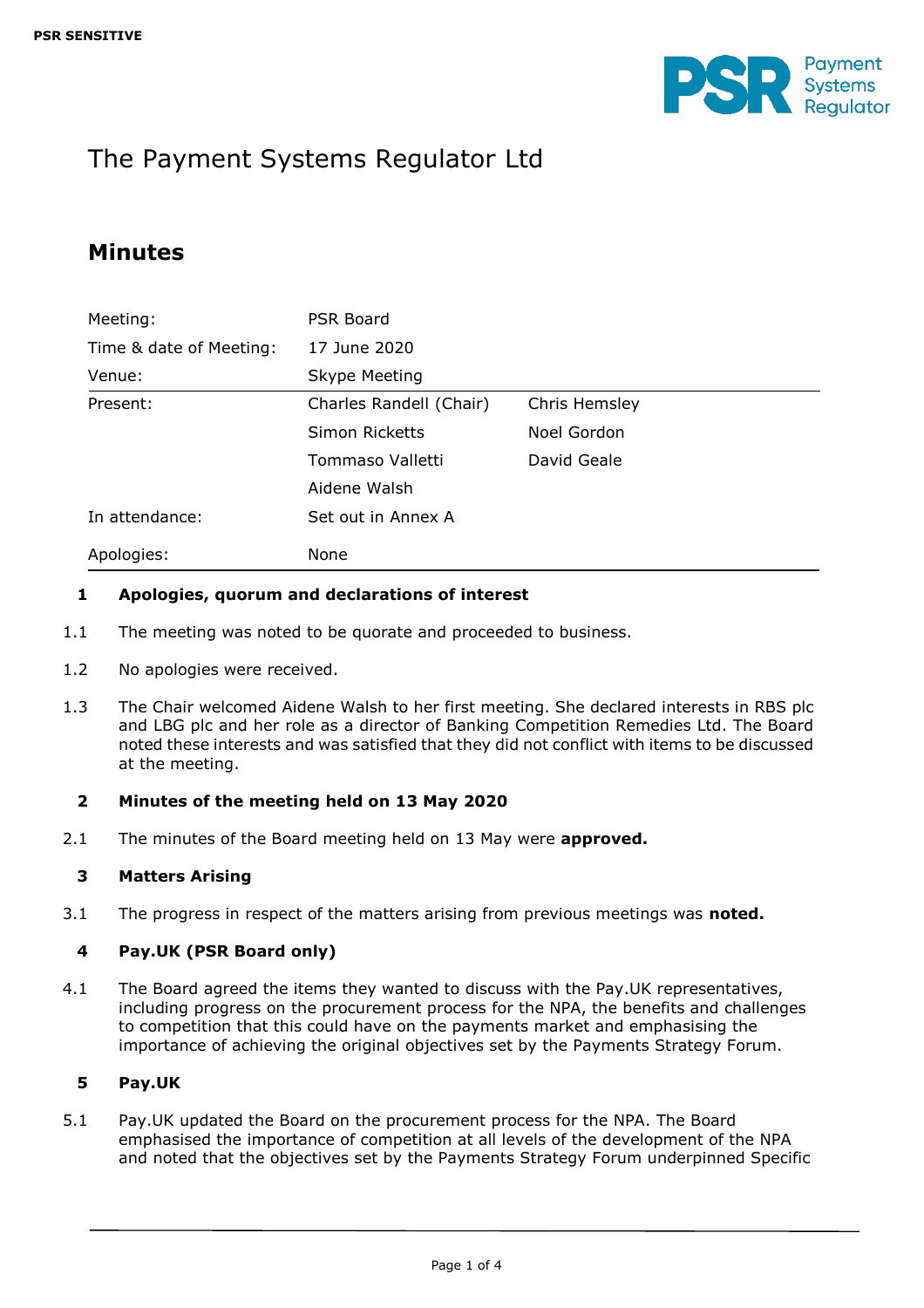**PSR SENSITIVE**

# The Payment Systems Regulator Ltd

## Minutes

| | | |
|---|---|---|
| Meeting: | PSR Board | |
| Time & date of Meeting: | 17 June 2020 | |
| Venue: | Skype Meeting | |
| Present: | Charles Randell (Chair) | Chris Hemsley |
| | Simon Ricketts | Noel Gordon |
| | Tommaso Valletti | David Geale |
| | Aidene Walsh | |
| In attendance: | Set out in Annex A | |
| Apologies: | None | |

**1 Apologies, quorum and declarations of interest**

1.1 The meeting was noted to be quorate and proceeded to business.

1.2 No apologies were received.

1.3 The Chair welcomed Aidene Walsh to her first meeting. She declared interests in RBS plc and LBG plc and her role as a director of Banking Competition Remedies Ltd. The Board noted these interests and was satisfied that they did not conflict with items to be discussed at the meeting.

**2 Minutes of the meeting held on 13 May 2020**

2.1 The minutes of the Board meeting held on 13 May were **approved.**

**3 Matters Arising**

3.1 The progress in respect of the matters arising from previous meetings was **noted.**

**4 Pay.UK (PSR Board only)**

4.1 The Board agreed the items they wanted to discuss with the Pay.UK representatives, including progress on the procurement process for the NPA, the benefits and challenges to competition that this could have on the payments market and emphasising the importance of achieving the original objectives set by the Payments Strategy Forum.

**5 Pay.UK**

5.1 Pay.UK updated the Board on the procurement process for the NPA. The Board emphasised the importance of competition at all levels of the development of the NPA and noted that the objectives set by the Payments Strategy Forum underpinned Specific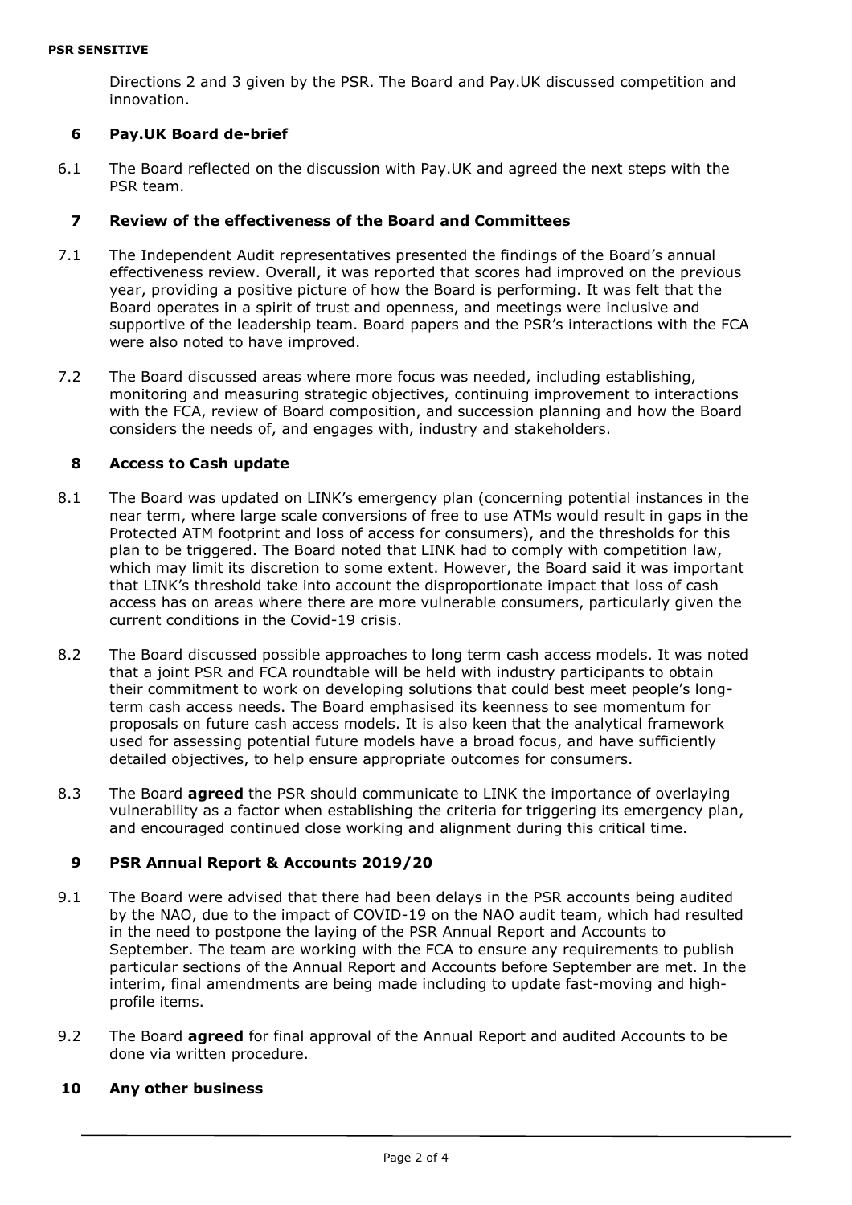Directions 2 and 3 given by the PSR. The Board and Pay.UK discussed competition and innovation.

## 6 Pay.UK Board de-brief

6.1 The Board reflected on the discussion with Pay.UK and agreed the next steps with the PSR team.

## 7 Review of the effectiveness of the Board and Committees

7.1 The Independent Audit representatives presented the findings of the Board's annual effectiveness review. Overall, it was reported that scores had improved on the previous year, providing a positive picture of how the Board is performing. It was felt that the Board operates in a spirit of trust and openness, and meetings were inclusive and supportive of the leadership team. Board papers and the PSR's interactions with the FCA were also noted to have improved.

7.2 The Board discussed areas where more focus was needed, including establishing, monitoring and measuring strategic objectives, continuing improvement to interactions with the FCA, review of Board composition, and succession planning and how the Board considers the needs of, and engages with, industry and stakeholders.

## 8 Access to Cash update

8.1 The Board was updated on LINK's emergency plan (concerning potential instances in the near term, where large scale conversions of free to use ATMs would result in gaps in the Protected ATM footprint and loss of access for consumers), and the thresholds for this plan to be triggered. The Board noted that LINK had to comply with competition law, which may limit its discretion to some extent. However, the Board said it was important that LINK's threshold take into account the disproportionate impact that loss of cash access has on areas where there are more vulnerable consumers, particularly given the current conditions in the Covid-19 crisis.

8.2 The Board discussed possible approaches to long term cash access models. It was noted that a joint PSR and FCA roundtable will be held with industry participants to obtain their commitment to work on developing solutions that could best meet people's long-term cash access needs. The Board emphasised its keenness to see momentum for proposals on future cash access models. It is also keen that the analytical framework used for assessing potential future models have a broad focus, and have sufficiently detailed objectives, to help ensure appropriate outcomes for consumers.

8.3 The Board **agreed** the PSR should communicate to LINK the importance of overlaying vulnerability as a factor when establishing the criteria for triggering its emergency plan, and encouraged continued close working and alignment during this critical time.

## 9 PSR Annual Report & Accounts 2019/20

9.1 The Board were advised that there had been delays in the PSR accounts being audited by the NAO, due to the impact of COVID-19 on the NAO audit team, which had resulted in the need to postpone the laying of the PSR Annual Report and Accounts to September. The team are working with the FCA to ensure any requirements to publish particular sections of the Annual Report and Accounts before September are met. In the interim, final amendments are being made including to update fast-moving and high-profile items.

9.2 The Board **agreed** for final approval of the Annual Report and audited Accounts to be done via written procedure.

## 10 Any other business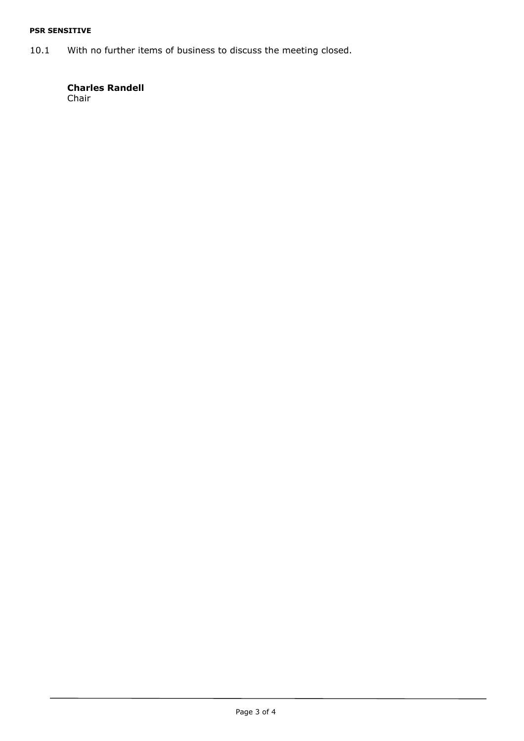10.1 With no further items of business to discuss the meeting closed.

**Charles Randell**
Chair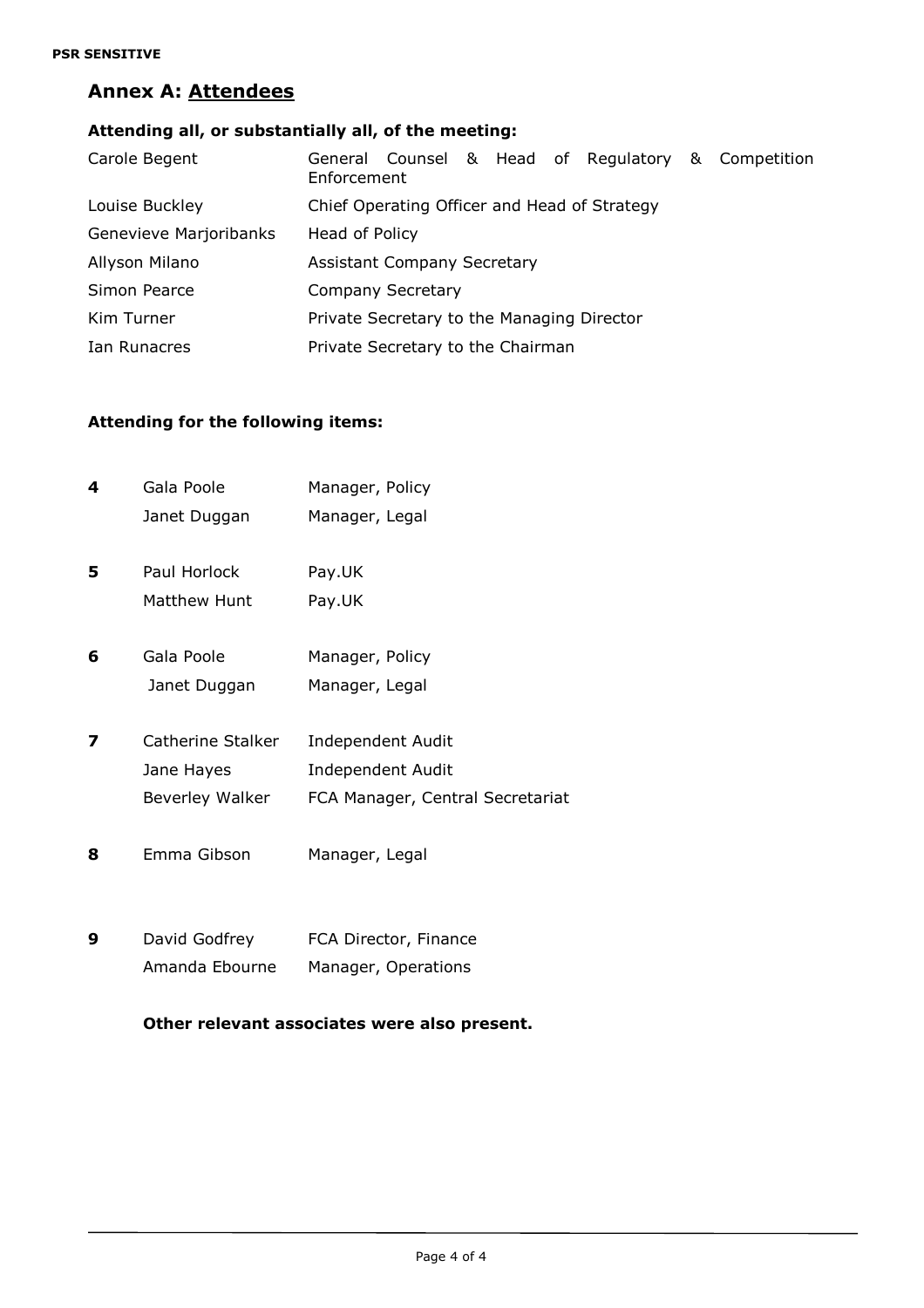**PSR SENSITIVE**

## Annex A: Attendees

### Attending all, or substantially all, of the meeting:

| | |
|---|---|
| Carole Begent | General Counsel & Head of Regulatory & Competition Enforcement |
| Louise Buckley | Chief Operating Officer and Head of Strategy |
| Genevieve Marjoribanks | Head of Policy |
| Allyson Milano | Assistant Company Secretary |
| Simon Pearce | Company Secretary |
| Kim Turner | Private Secretary to the Managing Director |
| Ian Runacres | Private Secretary to the Chairman |

### Attending for the following items:

| | | |
|---|---|---|
| **4** | Gala Poole | Manager, Policy |
| | Janet Duggan | Manager, Legal |
| **5** | Paul Horlock | Pay.UK |
| | Matthew Hunt | Pay.UK |
| **6** | Gala Poole | Manager, Policy |
| | Janet Duggan | Manager, Legal |
| **7** | Catherine Stalker | Independent Audit |
| | Jane Hayes | Independent Audit |
| | Beverley Walker | FCA Manager, Central Secretariat |
| **8** | Emma Gibson | Manager, Legal |
| **9** | David Godfrey | FCA Director, Finance |
| | Amanda Ebourne | Manager, Operations |

**Other relevant associates were also present.**